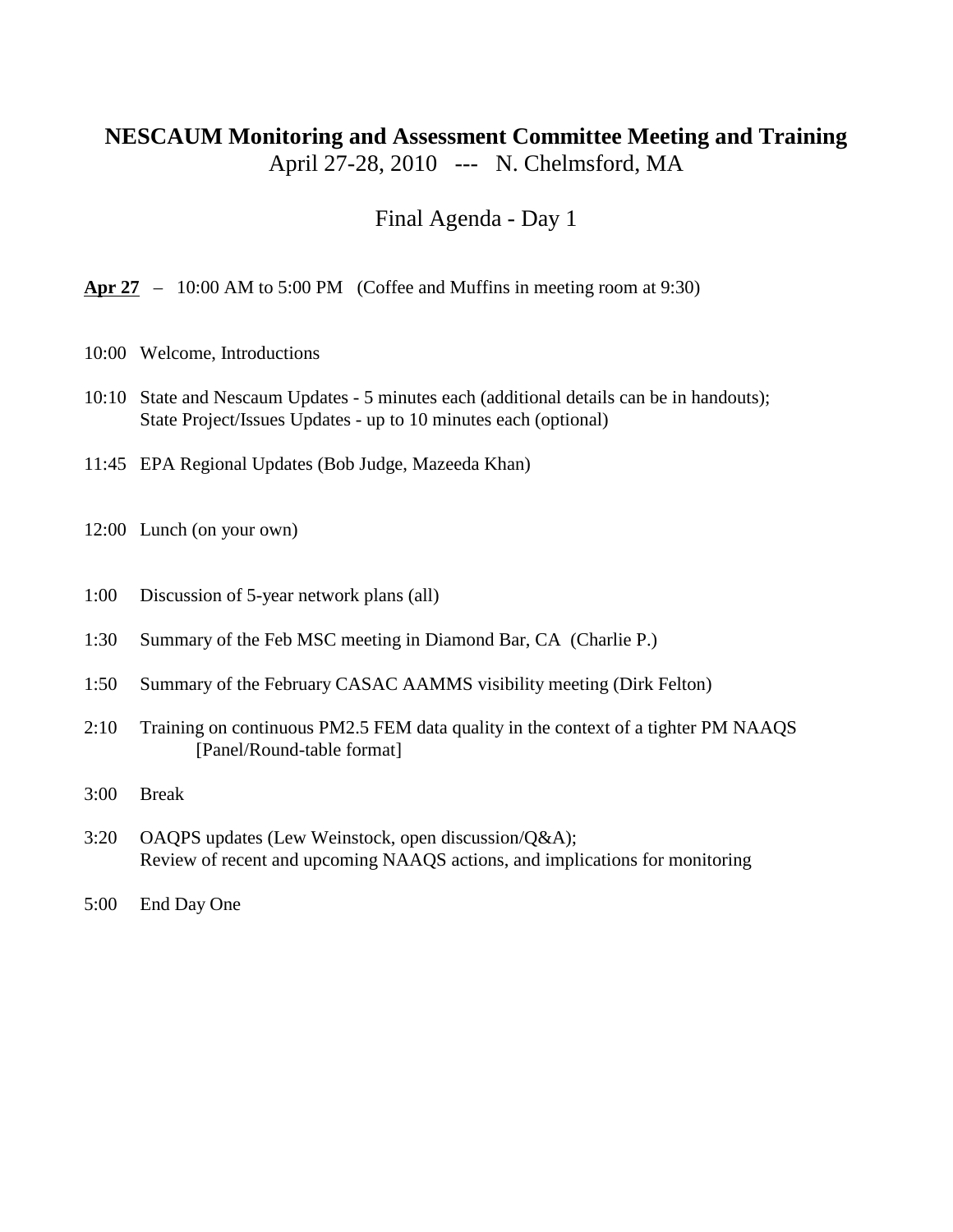# NESCAUM Monitoring and Assessment Committee Meeting and Training

April 27-28, 2010 --- N. Chelmsford, MA

## Final Agenda - Day 1

**Apr 27** – 10:00 AM to 5:00 PM (Coffee and Muffins in meeting room at 9:30)

10:00 Welcome, Introductions

10:10 State and Nescaum Updates - 5 minutes each (additional details can be in handouts); State Project/Issues Updates - up to 10 minutes each (optional)

11:45 EPA Regional Updates (Bob Judge, Mazeeda Khan)

12:00 Lunch (on your own)

1:00 Discussion of 5-year network plans (all)

1:30 Summary of the Feb MSC meeting in Diamond Bar, CA (Charlie P.)

1:50 Summary of the February CASAC AAMMS visibility meeting (Dirk Felton)

2:10 Training on continuous PM2.5 FEM data quality in the context of a tighter PM NAAQS [Panel/Round-table format]

3:00 Break

3:20 OAQPS updates (Lew Weinstock, open discussion/Q&A); Review of recent and upcoming NAAQS actions, and implications for monitoring

5:00 End Day One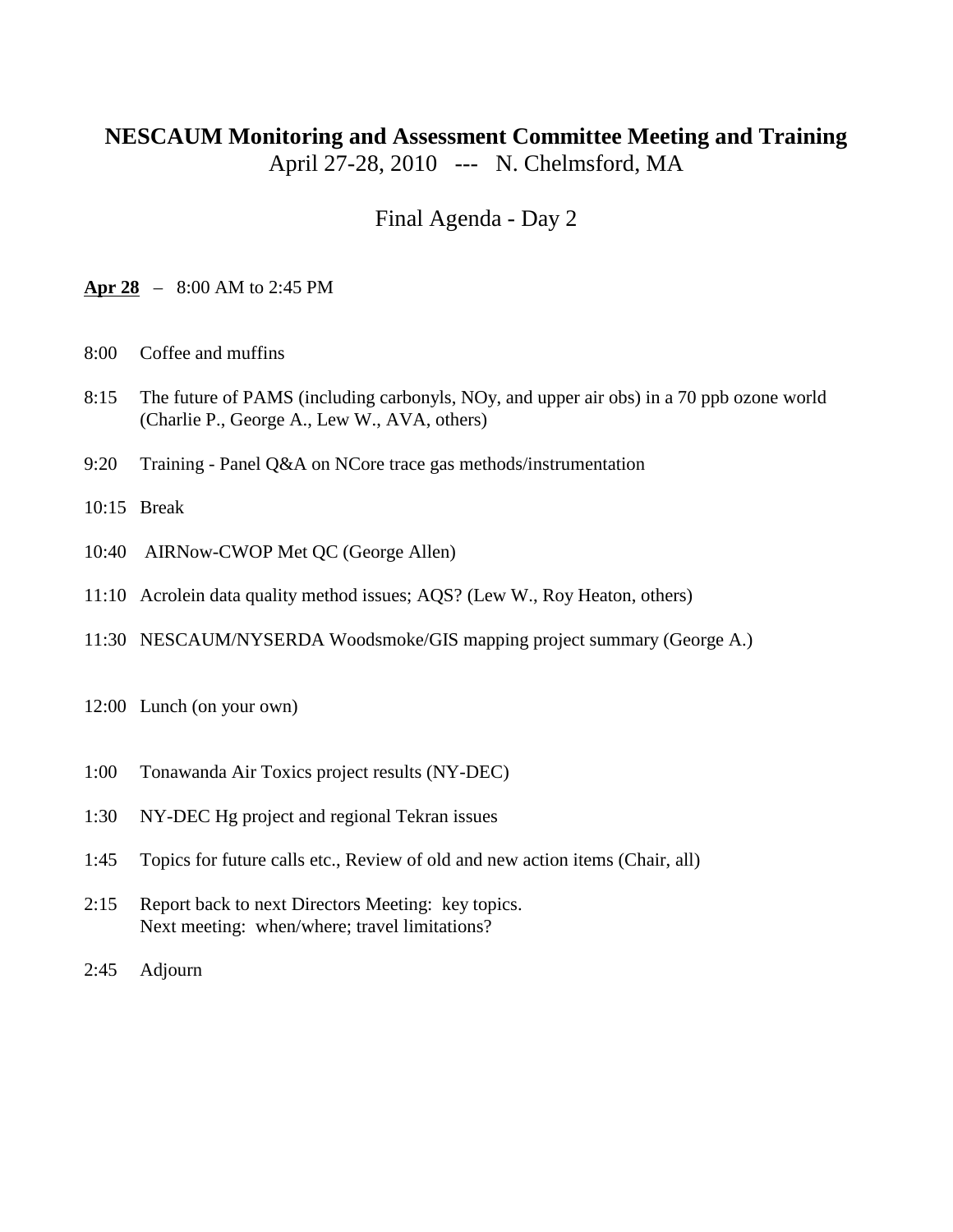**NESCAUM Monitoring and Assessment Committee Meeting and Training**
April 27-28, 2010 --- N. Chelmsford, MA

Final Agenda - Day 2

**<u>Apr 28</u>** – 8:00 AM to 2:45 PM

8:00 Coffee and muffins

8:15 The future of PAMS (including carbonyls, NOy, and upper air obs) in a 70 ppb ozone world (Charlie P., George A., Lew W., AVA, others)

9:20 Training - Panel Q&A on NCore trace gas methods/instrumentation

10:15 Break

10:40 AIRNow-CWOP Met QC (George Allen)

11:10 Acrolein data quality method issues; AQS? (Lew W., Roy Heaton, others)

11:30 NESCAUM/NYSERDA Woodsmoke/GIS mapping project summary (George A.)

12:00 Lunch (on your own)

1:00 Tonawanda Air Toxics project results (NY-DEC)

1:30 NY-DEC Hg project and regional Tekran issues

1:45 Topics for future calls etc., Review of old and new action items (Chair, all)

2:15 Report back to next Directors Meeting: key topics.
Next meeting: when/where; travel limitations?

2:45 Adjourn